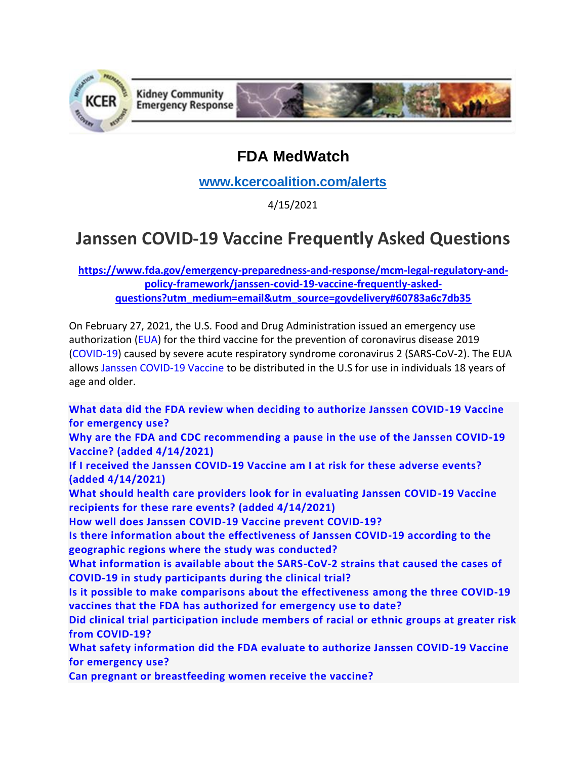Kidney Community Emergency Response

# FDA MedWatch

**www.kcercoalition.com/alerts**

4/15/2021

# Janssen COVID-19 Vaccine Frequently Asked Questions

**https://www.fda.gov/emergency-preparedness-and-response/mcm-legal-regulatory-and-policy-framework/janssen-covid-19-vaccine-frequently-asked-questions?utm_medium=email&utm_source=govdelivery#60783a6c7db35**

On February 27, 2021, the U.S. Food and Drug Administration issued an emergency use authorization (EUA) for the third vaccine for the prevention of coronavirus disease 2019 (COVID-19) caused by severe acute respiratory syndrome coronavirus 2 (SARS-CoV-2). The EUA allows Janssen COVID-19 Vaccine to be distributed in the U.S for use in individuals 18 years of age and older.

**What data did the FDA review when deciding to authorize Janssen COVID-19 Vaccine for emergency use?**
**Why are the FDA and CDC recommending a pause in the use of the Janssen COVID-19 Vaccine? (added 4/14/2021)**
**If I received the Janssen COVID-19 Vaccine am I at risk for these adverse events? (added 4/14/2021)**
**What should health care providers look for in evaluating Janssen COVID-19 Vaccine recipients for these rare events? (added 4/14/2021)**
**How well does Janssen COVID-19 Vaccine prevent COVID-19?**
**Is there information about the effectiveness of Janssen COVID-19 according to the geographic regions where the study was conducted?**
**What information is available about the SARS-CoV-2 strains that caused the cases of COVID-19 in study participants during the clinical trial?**
**Is it possible to make comparisons about the effectiveness among the three COVID-19 vaccines that the FDA has authorized for emergency use to date?**
**Did clinical trial participation include members of racial or ethnic groups at greater risk from COVID-19?**
**What safety information did the FDA evaluate to authorize Janssen COVID-19 Vaccine for emergency use?**
**Can pregnant or breastfeeding women receive the vaccine?**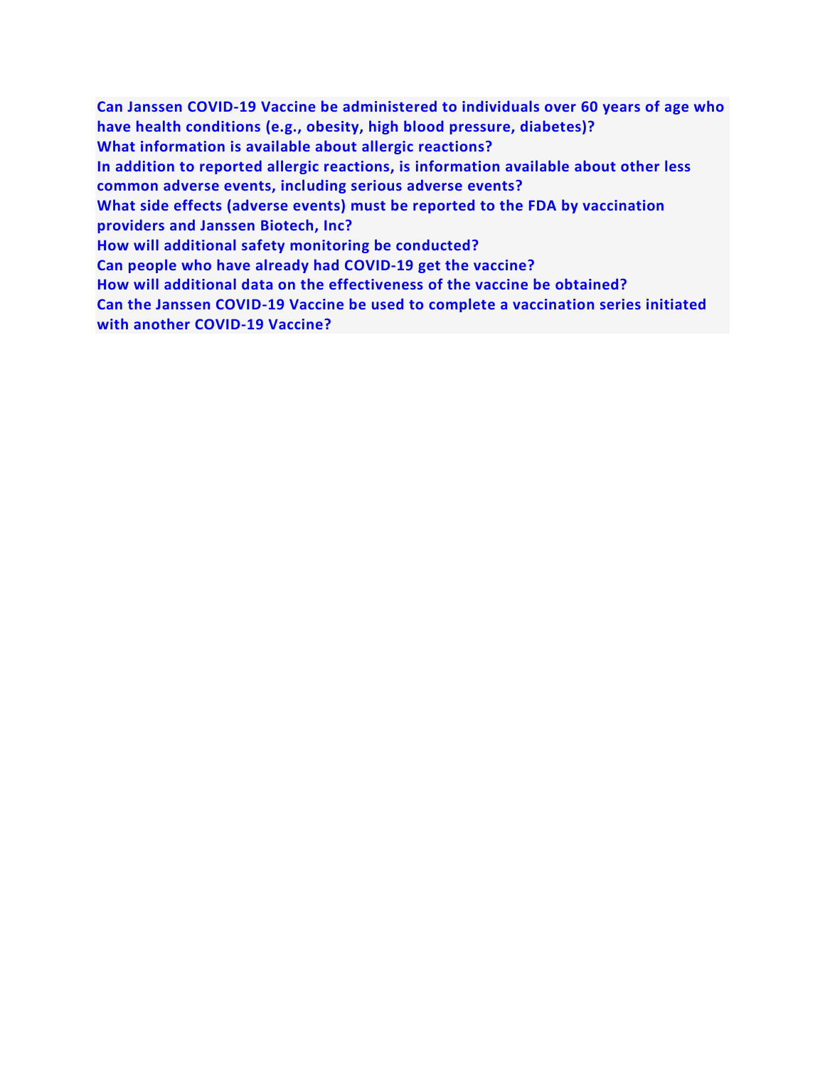**Can Janssen COVID-19 Vaccine be administered to individuals over 60 years of age who have health conditions (e.g., obesity, high blood pressure, diabetes)?**

**What information is available about allergic reactions?**

**In addition to reported allergic reactions, is information available about other less common adverse events, including serious adverse events?**

**What side effects (adverse events) must be reported to the FDA by vaccination providers and Janssen Biotech, Inc?**

**How will additional safety monitoring be conducted?**

**Can people who have already had COVID-19 get the vaccine?**

**How will additional data on the effectiveness of the vaccine be obtained?**

**Can the Janssen COVID-19 Vaccine be used to complete a vaccination series initiated with another COVID-19 Vaccine?**